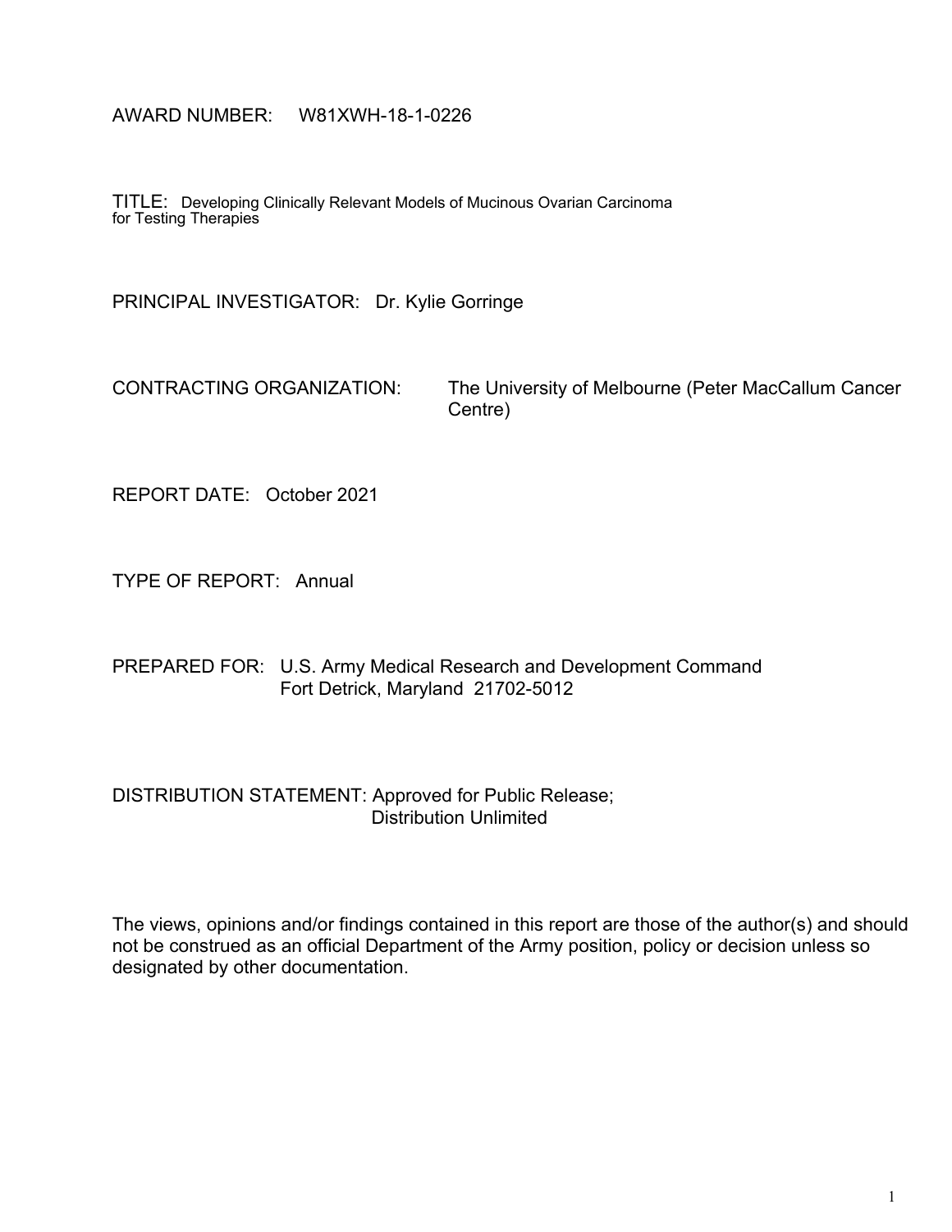AWARD NUMBER: W81XWH-18-1-0226

TITLE: Developing Clinically Relevant Models of Mucinous Ovarian Carcinoma for Testing Therapies

PRINCIPAL INVESTIGATOR: Dr. Kylie Gorringe

CONTRACTING ORGANIZATION: The University of Melbourne (Peter MacCallum Cancer Centre)

REPORT DATE: October 2021

TYPE OF REPORT: Annual

PREPARED FOR: U.S. Army Medical Research and Development Command
Fort Detrick, Maryland 21702-5012

DISTRIBUTION STATEMENT: Approved for Public Release;
Distribution Unlimited

The views, opinions and/or findings contained in this report are those of the author(s) and should not be construed as an official Department of the Army position, policy or decision unless so designated by other documentation.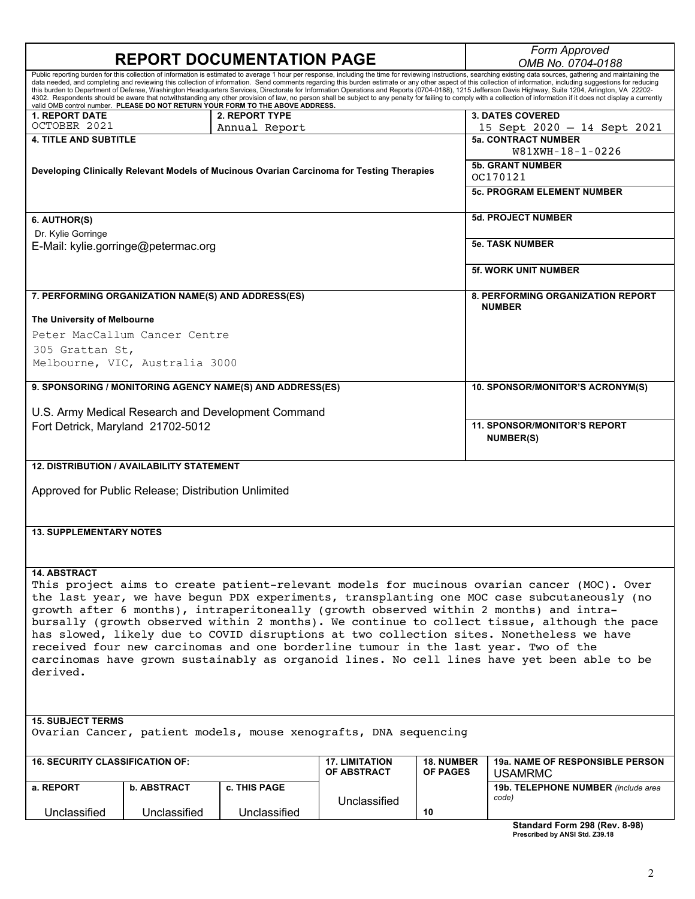# REPORT DOCUMENTATION PAGE

*Form Approved*
*OMB No. 0704-0188*

Public reporting burden for this collection of information is estimated to average 1 hour per response, including the time for reviewing instructions, searching existing data sources, gathering and maintaining the data needed, and completing and reviewing this collection of information. Send comments regarding this burden estimate or any other aspect of this collection of information, including suggestions for reducing this burden to Department of Defense, Washington Headquarters Services, Directorate for Information Operations and Reports (0704-0188), 1215 Jefferson Davis Highway, Suite 1204, Arlington, VA 22202-4302. Respondents should be aware that notwithstanding any other provision of law, no person shall be subject to any penalty for failing to comply with a collection of information if it does not display a currently valid OMB control number. **PLEASE DO NOT RETURN YOUR FORM TO THE ABOVE ADDRESS.**

| **1. REPORT DATE** | **2. REPORT TYPE** | **3. DATES COVERED** |
|---|---|---|
| OCTOBER 2021 | Annual Report | 15 Sept 2020 – 14 Sept 2021 |

**4. TITLE AND SUBTITLE**

**Developing Clinically Relevant Models of Mucinous Ovarian Carcinoma for Testing Therapies**

**5a. CONTRACT NUMBER**
W81XWH-18-1-0226

**5b. GRANT NUMBER**
OC170121

**5c. PROGRAM ELEMENT NUMBER**

**6. AUTHOR(S)**
Dr. Kylie Gorringe
E-Mail: kylie.gorringe@petermac.org

**5d. PROJECT NUMBER**

**5e. TASK NUMBER**

**5f. WORK UNIT NUMBER**

**7. PERFORMING ORGANIZATION NAME(S) AND ADDRESS(ES)**

**The University of Melbourne**
Peter MacCallum Cancer Centre
305 Grattan St,
Melbourne, VIC, Australia 3000

**8. PERFORMING ORGANIZATION REPORT NUMBER**

**9. SPONSORING / MONITORING AGENCY NAME(S) AND ADDRESS(ES)**

U.S. Army Medical Research and Development Command
Fort Detrick, Maryland 21702-5012

**10. SPONSOR/MONITOR'S ACRONYM(S)**

**11. SPONSOR/MONITOR'S REPORT NUMBER(S)**

**12. DISTRIBUTION / AVAILABILITY STATEMENT**

Approved for Public Release; Distribution Unlimited

**13. SUPPLEMENTARY NOTES**

**14. ABSTRACT**

This project aims to create patient-relevant models for mucinous ovarian cancer (MOC). Over the last year, we have begun PDX experiments, transplanting one MOC case subcutaneously (no growth after 6 months), intraperitoneally (growth observed within 2 months) and intra-bursally (growth observed within 2 months). We continue to collect tissue, although the pace has slowed, likely due to COVID disruptions at two collection sites. Nonetheless we have received four new carcinomas and one borderline tumour in the last year. Two of the carcinomas have grown sustainably as organoid lines. No cell lines have yet been able to be derived.

**15. SUBJECT TERMS**

Ovarian Cancer, patient models, mouse xenografts, DNA sequencing

| **16. SECURITY CLASSIFICATION OF:** | | | **17. LIMITATION OF ABSTRACT** | **18. NUMBER OF PAGES** | **19a. NAME OF RESPONSIBLE PERSON** USAMRMC |
|---|---|---|---|---|---|
| **a. REPORT** | **b. ABSTRACT** | **c. THIS PAGE** | | | **19b. TELEPHONE NUMBER** *(include area code)* |
| Unclassified | Unclassified | Unclassified | Unclassified | 10 | |

**Standard Form 298 (Rev. 8-98)**
**Prescribed by ANSI Std. Z39.18**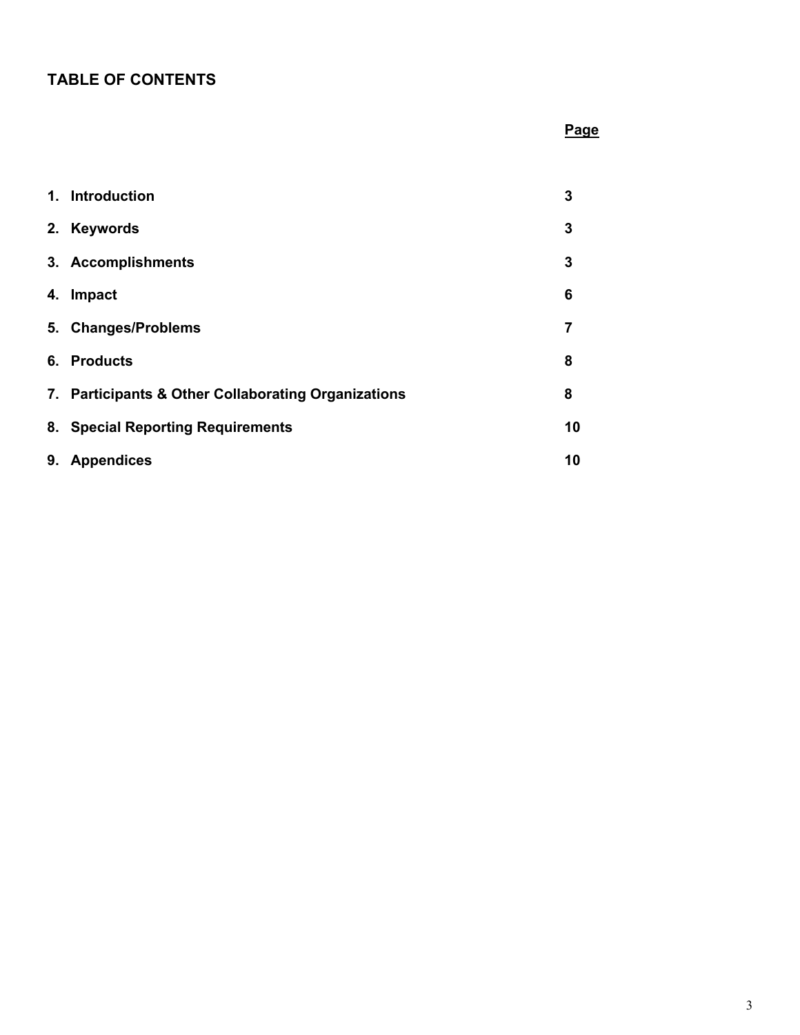## TABLE OF CONTENTS

| | Page |
|---|---|
| **1. Introduction** | **3** |
| **2. Keywords** | **3** |
| **3. Accomplishments** | **3** |
| **4. Impact** | **6** |
| **5. Changes/Problems** | **7** |
| **6. Products** | **8** |
| **7. Participants & Other Collaborating Organizations** | **8** |
| **8. Special Reporting Requirements** | **10** |
| **9. Appendices** | **10** |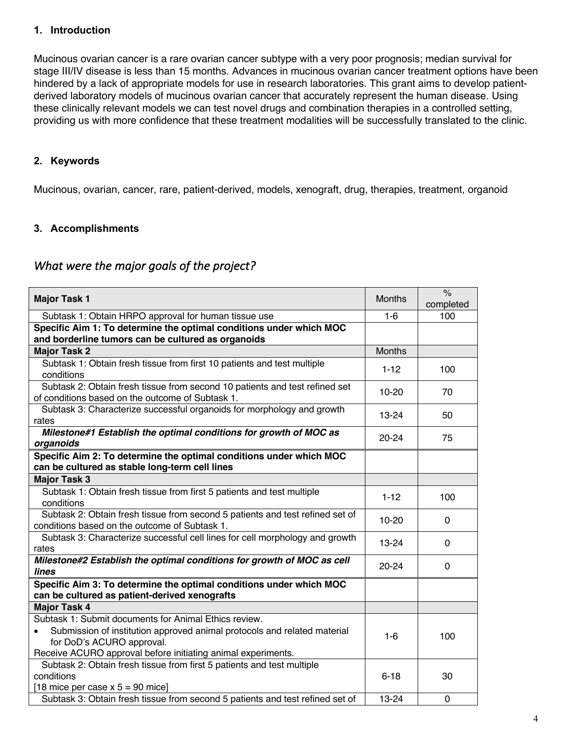## 1. Introduction

Mucinous ovarian cancer is a rare ovarian cancer subtype with a very poor prognosis; median survival for stage III/IV disease is less than 15 months. Advances in mucinous ovarian cancer treatment options have been hindered by a lack of appropriate models for use in research laboratories. This grant aims to develop patient-derived laboratory models of mucinous ovarian cancer that accurately represent the human disease. Using these clinically relevant models we can test novel drugs and combination therapies in a controlled setting, providing us with more confidence that these treatment modalities will be successfully translated to the clinic.

## 2. Keywords

Mucinous, ovarian, cancer, rare, patient-derived, models, xenograft, drug, therapies, treatment, organoid

## 3. Accomplishments

### *What were the major goals of the project?*

| **Major Task 1** | Months | % completed |
|---|---|---|
| Subtask 1: Obtain HRPO approval for human tissue use | 1-6 | 100 |
| **Specific Aim 1: To determine the optimal conditions under which MOC and borderline tumors can be cultured as organoids** | | |
| **Major Task 2** | Months | |
| Subtask 1: Obtain fresh tissue from first 10 patients and test multiple conditions | 1-12 | 100 |
| Subtask 2: Obtain fresh tissue from second 10 patients and test refined set of conditions based on the outcome of Subtask 1. | 10-20 | 70 |
| Subtask 3: Characterize successful organoids for morphology and growth rates | 13-24 | 50 |
| ***Milestone#1 Establish the optimal conditions for growth of MOC as organoids*** | 20-24 | 75 |
| **Specific Aim 2: To determine the optimal conditions under which MOC can be cultured as stable long-term cell lines** | | |
| **Major Task 3** | | |
| Subtask 1: Obtain fresh tissue from first 5 patients and test multiple conditions | 1-12 | 100 |
| Subtask 2: Obtain fresh tissue from second 5 patients and test refined set of conditions based on the outcome of Subtask 1. | 10-20 | 0 |
| Subtask 3: Characterize successful cell lines for cell morphology and growth rates | 13-24 | 0 |
| ***Milestone#2 Establish the optimal conditions for growth of MOC as cell lines*** | 20-24 | 0 |
| **Specific Aim 3: To determine the optimal conditions under which MOC can be cultured as patient-derived xenografts** | | |
| **Major Task 4** | | |
| Subtask 1: Submit documents for Animal Ethics review. <br>• Submission of institution approved animal protocols and related material for DoD's ACURO approval. <br>Receive ACURO approval before initiating animal experiments. | 1-6 | 100 |
| Subtask 2: Obtain fresh tissue from first 5 patients and test multiple conditions <br>[18 mice per case x 5 = 90 mice] | 6-18 | 30 |
| Subtask 3: Obtain fresh tissue from second 5 patients and test refined set of | 13-24 | 0 |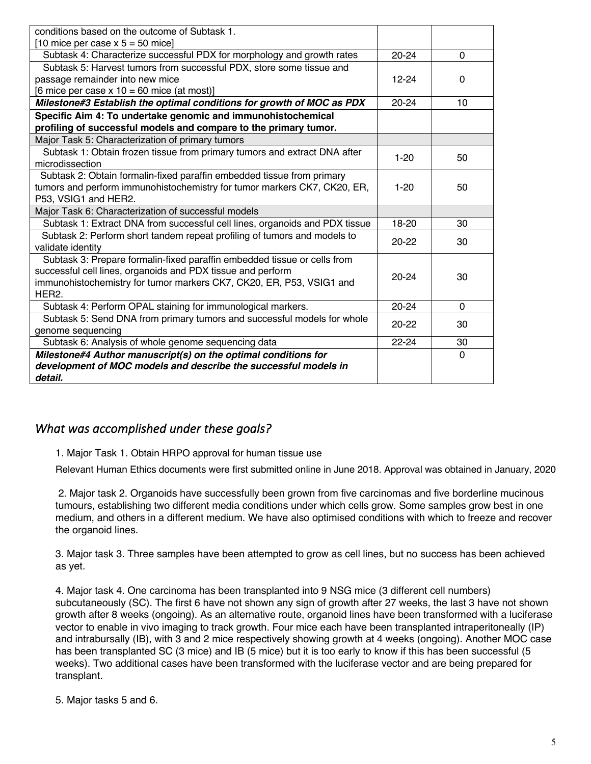| | | |
|---|---|---|
| conditions based on the outcome of Subtask 1. [10 mice per case x 5 = 50 mice] | | |
| Subtask 4: Characterize successful PDX for morphology and growth rates | 20-24 | 0 |
| Subtask 5: Harvest tumors from successful PDX, store some tissue and passage remainder into new mice [6 mice per case x 10 = 60 mice (at most)] | 12-24 | 0 |
| ***Milestone#3 Establish the optimal conditions for growth of MOC as PDX*** | 20-24 | 10 |
| **Specific Aim 4: To undertake genomic and immunohistochemical profiling of successful models and compare to the primary tumor.** | | |
| Major Task 5: Characterization of primary tumors | | |
| Subtask 1: Obtain frozen tissue from primary tumors and extract DNA after microdissection | 1-20 | 50 |
| Subtask 2: Obtain formalin-fixed paraffin embedded tissue from primary tumors and perform immunohistochemistry for tumor markers CK7, CK20, ER, P53, VSIG1 and HER2. | 1-20 | 50 |
| Major Task 6: Characterization of successful models | | |
| Subtask 1: Extract DNA from successful cell lines, organoids and PDX tissue | 18-20 | 30 |
| Subtask 2: Perform short tandem repeat profiling of tumors and models to validate identity | 20-22 | 30 |
| Subtask 3: Prepare formalin-fixed paraffin embedded tissue or cells from successful cell lines, organoids and PDX tissue and perform immunohistochemistry for tumor markers CK7, CK20, ER, P53, VSIG1 and HER2. | 20-24 | 30 |
| Subtask 4: Perform OPAL staining for immunological markers. | 20-24 | 0 |
| Subtask 5: Send DNA from primary tumors and successful models for whole genome sequencing | 20-22 | 30 |
| Subtask 6: Analysis of whole genome sequencing data | 22-24 | 30 |
| ***Milestone#4 Author manuscript(s) on the optimal conditions for development of MOC models and describe the successful models in detail.*** | | 0 |

## *What was accomplished under these goals?*

1. Major Task 1. Obtain HRPO approval for human tissue use

Relevant Human Ethics documents were first submitted online in June 2018. Approval was obtained in January, 2020

2. Major task 2. Organoids have successfully been grown from five carcinomas and five borderline mucinous tumours, establishing two different media conditions under which cells grow. Some samples grow best in one medium, and others in a different medium. We have also optimised conditions with which to freeze and recover the organoid lines.

3. Major task 3. Three samples have been attempted to grow as cell lines, but no success has been achieved as yet.

4. Major task 4. One carcinoma has been transplanted into 9 NSG mice (3 different cell numbers) subcutaneously (SC). The first 6 have not shown any sign of growth after 27 weeks, the last 3 have not shown growth after 8 weeks (ongoing). As an alternative route, organoid lines have been transformed with a luciferase vector to enable in vivo imaging to track growth. Four mice each have been transplanted intraperitoneally (IP) and intrabursally (IB), with 3 and 2 mice respectively showing growth at 4 weeks (ongoing). Another MOC case has been transplanted SC (3 mice) and IB (5 mice) but it is too early to know if this has been successful (5 weeks). Two additional cases have been transformed with the luciferase vector and are being prepared for transplant.

5. Major tasks 5 and 6.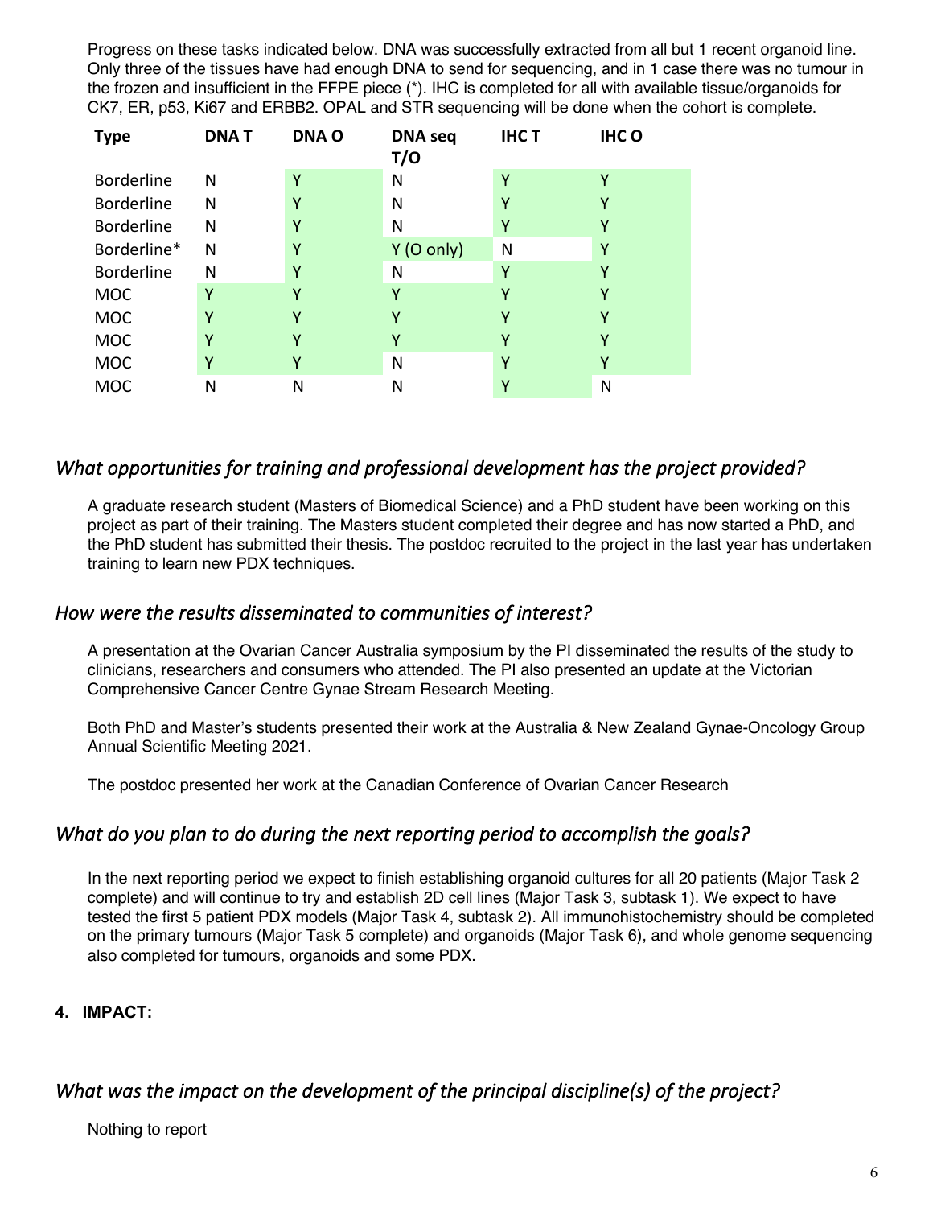Progress on these tasks indicated below. DNA was successfully extracted from all but 1 recent organoid line. Only three of the tissues have had enough DNA to send for sequencing, and in 1 case there was no tumour in the frozen and insufficient in the FFPE piece (*). IHC is completed for all with available tissue/organoids for CK7, ER, p53, Ki67 and ERBB2. OPAL and STR sequencing will be done when the cohort is complete.

| Type | DNA T | DNA O | DNA seq T/O | IHC T | IHC O |
|---|---|---|---|---|---|
| Borderline | N | Y | N | Y | Y |
| Borderline | N | Y | N | Y | Y |
| Borderline | N | Y | N | Y | Y |
| Borderline* | N | Y | Y (O only) | N | Y |
| Borderline | N | Y | N | Y | Y |
| MOC | Y | Y | Y | Y | Y |
| MOC | Y | Y | Y | Y | Y |
| MOC | Y | Y | Y | Y | Y |
| MOC | Y | Y | N | Y | Y |
| MOC | N | N | N | Y | N |

## *What opportunities for training and professional development has the project provided?*

A graduate research student (Masters of Biomedical Science) and a PhD student have been working on this project as part of their training. The Masters student completed their degree and has now started a PhD, and the PhD student has submitted their thesis. The postdoc recruited to the project in the last year has undertaken training to learn new PDX techniques.

## *How were the results disseminated to communities of interest?*

A presentation at the Ovarian Cancer Australia symposium by the PI disseminated the results of the study to clinicians, researchers and consumers who attended. The PI also presented an update at the Victorian Comprehensive Cancer Centre Gynae Stream Research Meeting.

Both PhD and Master's students presented their work at the Australia & New Zealand Gynae-Oncology Group Annual Scientific Meeting 2021.

The postdoc presented her work at the Canadian Conference of Ovarian Cancer Research

## *What do you plan to do during the next reporting period to accomplish the goals?*

In the next reporting period we expect to finish establishing organoid cultures for all 20 patients (Major Task 2 complete) and will continue to try and establish 2D cell lines (Major Task 3, subtask 1). We expect to have tested the first 5 patient PDX models (Major Task 4, subtask 2). All immunohistochemistry should be completed on the primary tumours (Major Task 5 complete) and organoids (Major Task 6), and whole genome sequencing also completed for tumours, organoids and some PDX.

**4. IMPACT:**

## *What was the impact on the development of the principal discipline(s) of the project?*

Nothing to report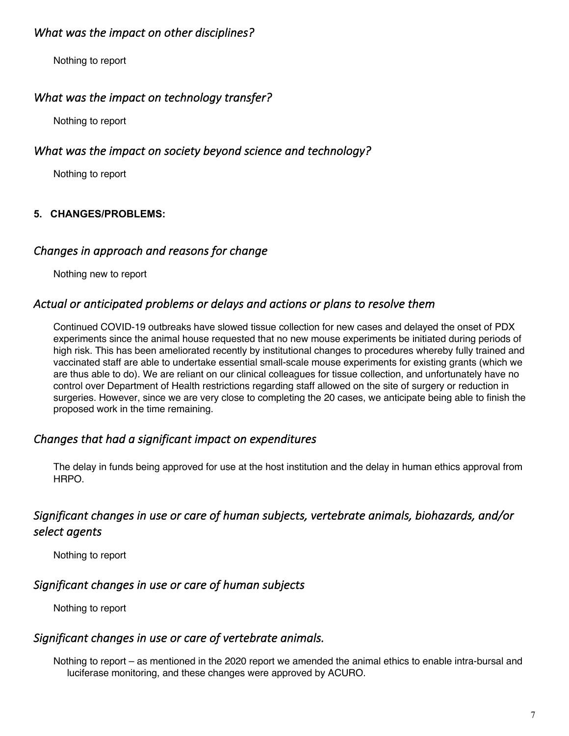### *What was the impact on other disciplines?*

Nothing to report

### *What was the impact on technology transfer?*

Nothing to report

### *What was the impact on society beyond science and technology?*

Nothing to report

**5. CHANGES/PROBLEMS:**

### *Changes in approach and reasons for change*

Nothing new to report

### *Actual or anticipated problems or delays and actions or plans to resolve them*

Continued COVID-19 outbreaks have slowed tissue collection for new cases and delayed the onset of PDX experiments since the animal house requested that no new mouse experiments be initiated during periods of high risk. This has been ameliorated recently by institutional changes to procedures whereby fully trained and vaccinated staff are able to undertake essential small-scale mouse experiments for existing grants (which we are thus able to do). We are reliant on our clinical colleagues for tissue collection, and unfortunately have no control over Department of Health restrictions regarding staff allowed on the site of surgery or reduction in surgeries. However, since we are very close to completing the 20 cases, we anticipate being able to finish the proposed work in the time remaining.

### *Changes that had a significant impact on expenditures*

The delay in funds being approved for use at the host institution and the delay in human ethics approval from HRPO.

### *Significant changes in use or care of human subjects, vertebrate animals, biohazards, and/or select agents*

Nothing to report

### *Significant changes in use or care of human subjects*

Nothing to report

### *Significant changes in use or care of vertebrate animals.*

Nothing to report – as mentioned in the 2020 report we amended the animal ethics to enable intra-bursal and luciferase monitoring, and these changes were approved by ACURO.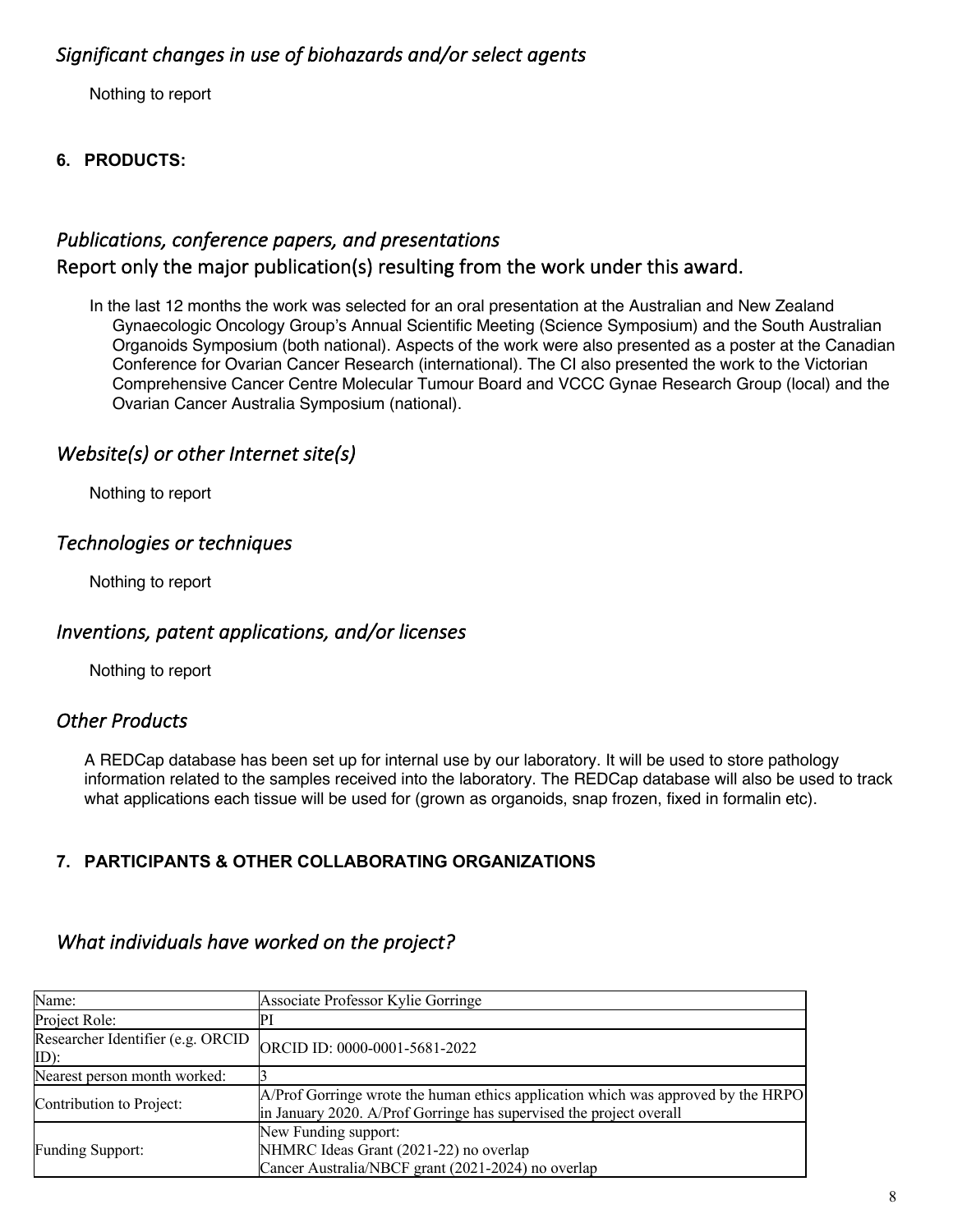### *Significant changes in use of biohazards and/or select agents*

Nothing to report

## 6. PRODUCTS:

### *Publications, conference papers, and presentations*

### Report only the major publication(s) resulting from the work under this award.

In the last 12 months the work was selected for an oral presentation at the Australian and New Zealand Gynaecologic Oncology Group's Annual Scientific Meeting (Science Symposium) and the South Australian Organoids Symposium (both national). Aspects of the work were also presented as a poster at the Canadian Conference for Ovarian Cancer Research (international). The CI also presented the work to the Victorian Comprehensive Cancer Centre Molecular Tumour Board and VCCC Gynae Research Group (local) and the Ovarian Cancer Australia Symposium (national).

### *Website(s) or other Internet site(s)*

Nothing to report

### *Technologies or techniques*

Nothing to report

### *Inventions, patent applications, and/or licenses*

Nothing to report

### *Other Products*

A REDCap database has been set up for internal use by our laboratory. It will be used to store pathology information related to the samples received into the laboratory. The REDCap database will also be used to track what applications each tissue will be used for (grown as organoids, snap frozen, fixed in formalin etc).

## 7. PARTICIPANTS & OTHER COLLABORATING ORGANIZATIONS

### *What individuals have worked on the project?*

| Name: | Associate Professor Kylie Gorringe |
|---|---|
| Project Role: | PI |
| Researcher Identifier (e.g. ORCID ID): | ORCID ID: 0000-0001-5681-2022 |
| Nearest person month worked: | 3 |
| Contribution to Project: | A/Prof Gorringe wrote the human ethics application which was approved by the HRPO in January 2020. A/Prof Gorringe has supervised the project overall |
| Funding Support: | New Funding support:<br>NHMRC Ideas Grant (2021-22) no overlap<br>Cancer Australia/NBCF grant (2021-2024) no overlap |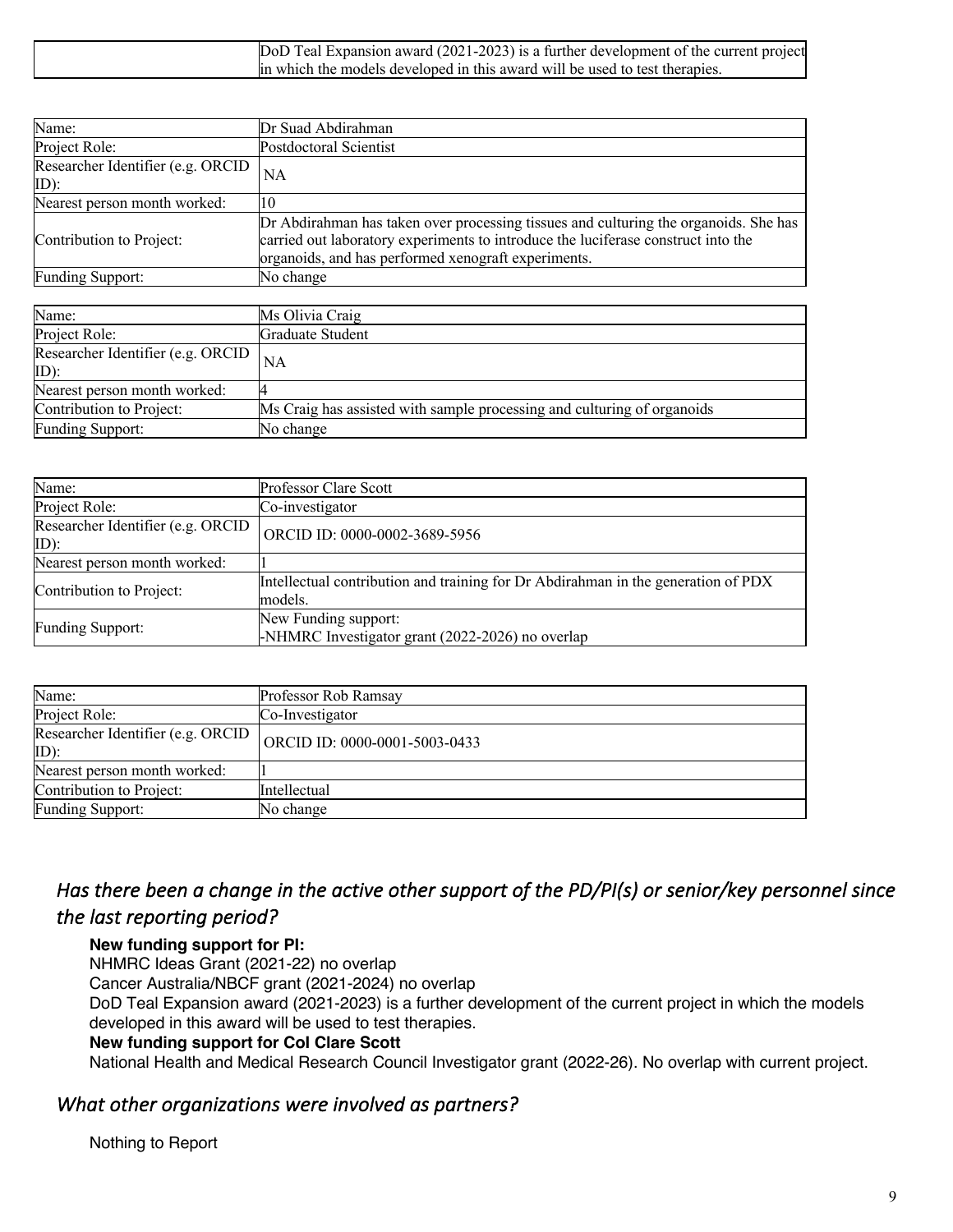| | |
|---|---|
| | DoD Teal Expansion award (2021-2023) is a further development of the current project in which the models developed in this award will be used to test therapies. |

| | |
|---|---|
| Name: | Dr Suad Abdirahman |
| Project Role: | Postdoctoral Scientist |
| Researcher Identifier (e.g. ORCID ID): | NA |
| Nearest person month worked: | 10 |
| Contribution to Project: | Dr Abdirahman has taken over processing tissues and culturing the organoids. She has carried out laboratory experiments to introduce the luciferase construct into the organoids, and has performed xenograft experiments. |
| Funding Support: | No change |

| | |
|---|---|
| Name: | Ms Olivia Craig |
| Project Role: | Graduate Student |
| Researcher Identifier (e.g. ORCID ID): | NA |
| Nearest person month worked: | 4 |
| Contribution to Project: | Ms Craig has assisted with sample processing and culturing of organoids |
| Funding Support: | No change |

| | |
|---|---|
| Name: | Professor Clare Scott |
| Project Role: | Co-investigator |
| Researcher Identifier (e.g. ORCID ID): | ORCID ID: 0000-0002-3689-5956 |
| Nearest person month worked: | 1 |
| Contribution to Project: | Intellectual contribution and training for Dr Abdirahman in the generation of PDX models. |
| Funding Support: | New Funding support:<br>-NHMRC Investigator grant (2022-2026) no overlap |

| | |
|---|---|
| Name: | Professor Rob Ramsay |
| Project Role: | Co-Investigator |
| Researcher Identifier (e.g. ORCID ID): | ORCID ID: 0000-0001-5003-0433 |
| Nearest person month worked: | 1 |
| Contribution to Project: | Intellectual |
| Funding Support: | No change |

## *Has there been a change in the active other support of the PD/PI(s) or senior/key personnel since the last reporting period?*

**New funding support for PI:**
NHMRC Ideas Grant (2021-22) no overlap
Cancer Australia/NBCF grant (2021-2024) no overlap
DoD Teal Expansion award (2021-2023) is a further development of the current project in which the models developed in this award will be used to test therapies.
**New funding support for CoI Clare Scott**
National Health and Medical Research Council Investigator grant (2022-26). No overlap with current project.

## *What other organizations were involved as partners?*

Nothing to Report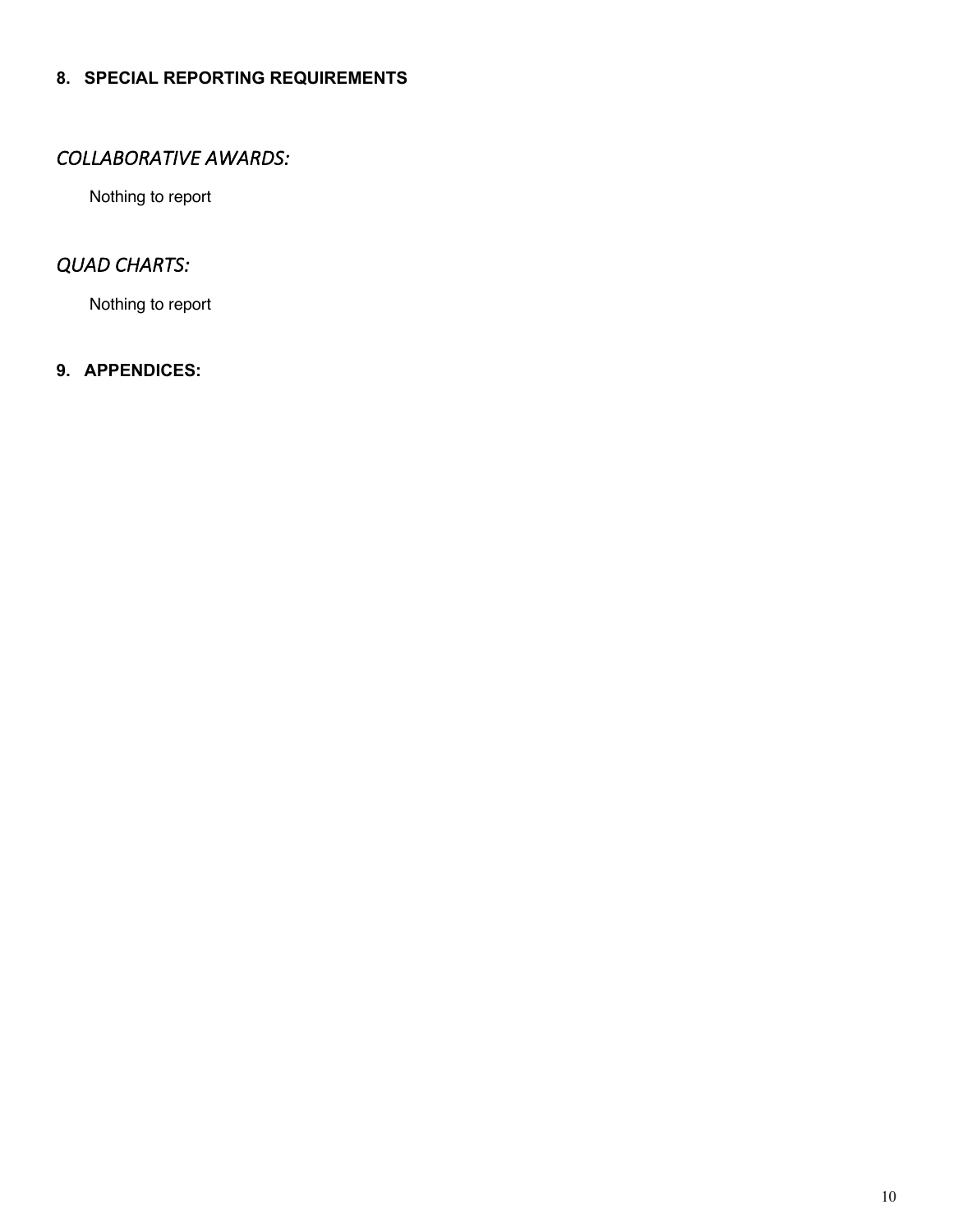## 8. SPECIAL REPORTING REQUIREMENTS

### *COLLABORATIVE AWARDS:*

Nothing to report

### *QUAD CHARTS:*

Nothing to report

## 9. APPENDICES: